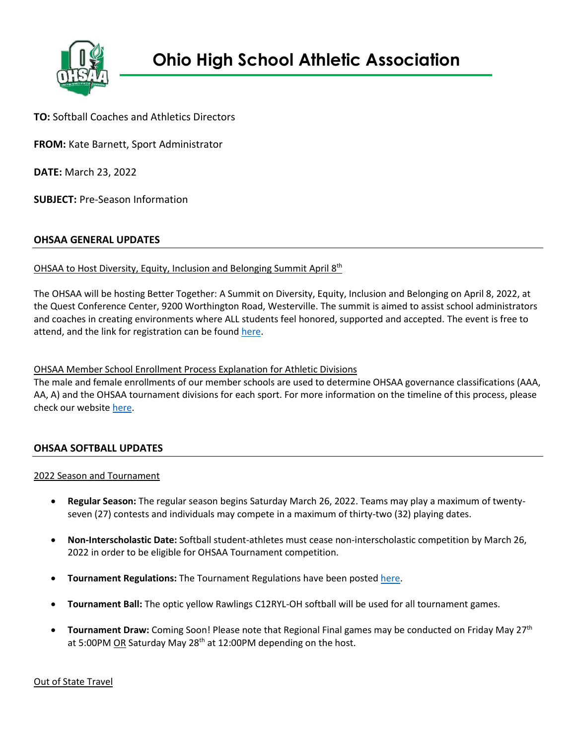# Ohio High School Athletic Association

**TO:** Softball Coaches and Athletics Directors

**FROM:** Kate Barnett, Sport Administrator

**DATE:** March 23, 2022

**SUBJECT:** Pre-Season Information

## OHSAA GENERAL UPDATES

### OHSAA to Host Diversity, Equity, Inclusion and Belonging Summit April 8th

The OHSAA will be hosting Better Together: A Summit on Diversity, Equity, Inclusion and Belonging on April 8, 2022, at the Quest Conference Center, 9200 Worthington Road, Westerville. The summit is aimed to assist school administrators and coaches in creating environments where ALL students feel honored, supported and accepted. The event is free to attend, and the link for registration can be found here.

### OHSAA Member School Enrollment Process Explanation for Athletic Divisions

The male and female enrollments of our member schools are used to determine OHSAA governance classifications (AAA, AA, A) and the OHSAA tournament divisions for each sport. For more information on the timeline of this process, please check our website here.

## OHSAA SOFTBALL UPDATES

### 2022 Season and Tournament

- **Regular Season:** The regular season begins Saturday March 26, 2022. Teams may play a maximum of twenty-seven (27) contests and individuals may compete in a maximum of thirty-two (32) playing dates.
- **Non-Interscholastic Date:** Softball student-athletes must cease non-interscholastic competition by March 26, 2022 in order to be eligible for OHSAA Tournament competition.
- **Tournament Regulations:** The Tournament Regulations have been posted here.
- **Tournament Ball:** The optic yellow Rawlings C12RYL-OH softball will be used for all tournament games.
- **Tournament Draw:** Coming Soon! Please note that Regional Final games may be conducted on Friday May 27th at 5:00PM OR Saturday May 28th at 12:00PM depending on the host.

### Out of State Travel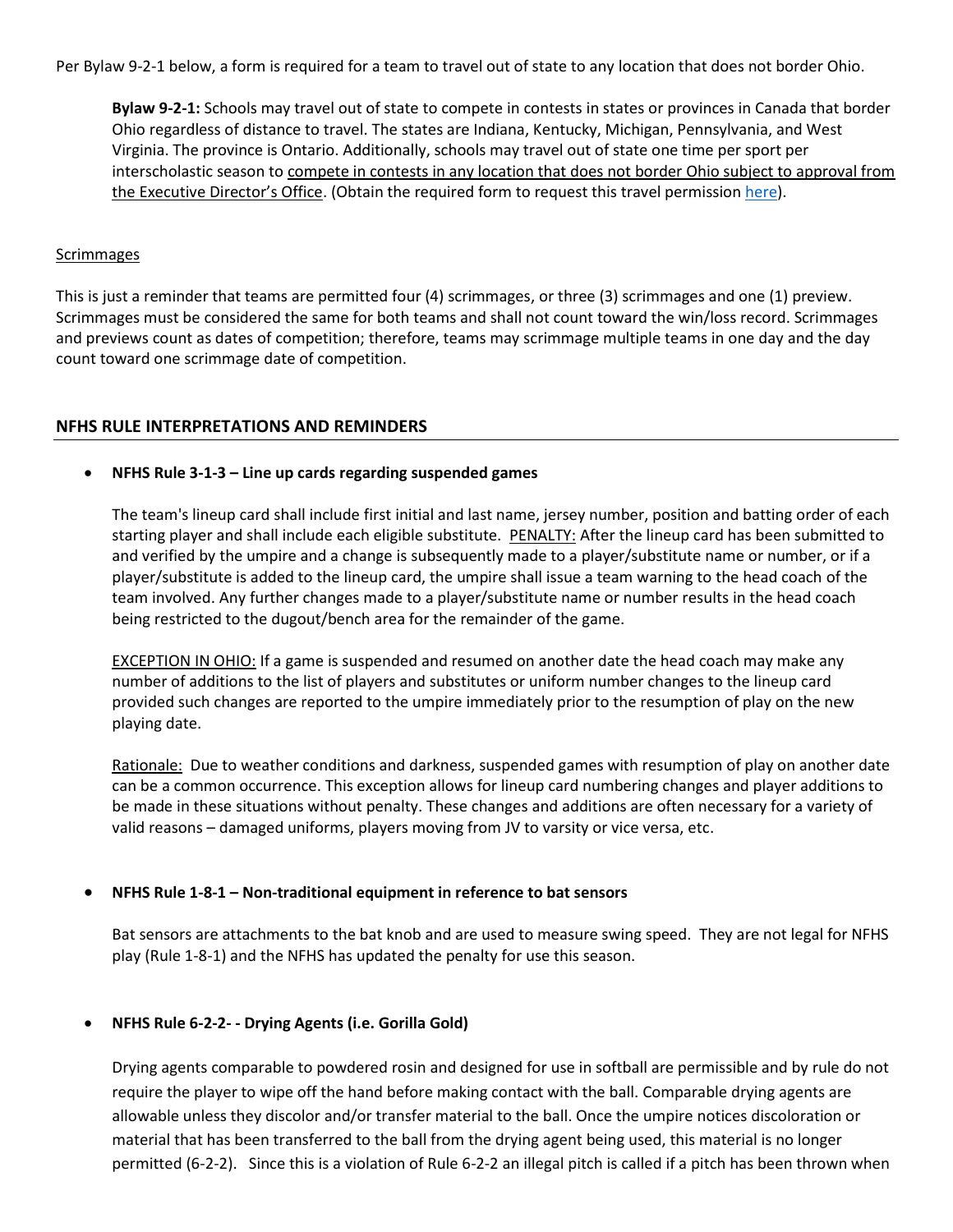Per Bylaw 9-2-1 below, a form is required for a team to travel out of state to any location that does not border Ohio.

> **Bylaw 9-2-1:** Schools may travel out of state to compete in contests in states or provinces in Canada that border Ohio regardless of distance to travel. The states are Indiana, Kentucky, Michigan, Pennsylvania, and West Virginia. The province is Ontario. Additionally, schools may travel out of state one time per sport per interscholastic season to compete in contests in any location that does not border Ohio subject to approval from the Executive Director's Office. (Obtain the required form to request this travel permission here).

Scrimmages

This is just a reminder that teams are permitted four (4) scrimmages, or three (3) scrimmages and one (1) preview. Scrimmages must be considered the same for both teams and shall not count toward the win/loss record. Scrimmages and previews count as dates of competition; therefore, teams may scrimmage multiple teams in one day and the day count toward one scrimmage date of competition.

## NFHS RULE INTERPRETATIONS AND REMINDERS

- **NFHS Rule 3-1-3 – Line up cards regarding suspended games**

  The team's lineup card shall include first initial and last name, jersey number, position and batting order of each starting player and shall include each eligible substitute. PENALTY: After the lineup card has been submitted to and verified by the umpire and a change is subsequently made to a player/substitute name or number, or if a player/substitute is added to the lineup card, the umpire shall issue a team warning to the head coach of the team involved. Any further changes made to a player/substitute name or number results in the head coach being restricted to the dugout/bench area for the remainder of the game.

  EXCEPTION IN OHIO: If a game is suspended and resumed on another date the head coach may make any number of additions to the list of players and substitutes or uniform number changes to the lineup card provided such changes are reported to the umpire immediately prior to the resumption of play on the new playing date.

  Rationale: Due to weather conditions and darkness, suspended games with resumption of play on another date can be a common occurrence. This exception allows for lineup card numbering changes and player additions to be made in these situations without penalty. These changes and additions are often necessary for a variety of valid reasons – damaged uniforms, players moving from JV to varsity or vice versa, etc.

- **NFHS Rule 1-8-1 – Non-traditional equipment in reference to bat sensors**

  Bat sensors are attachments to the bat knob and are used to measure swing speed. They are not legal for NFHS play (Rule 1-8-1) and the NFHS has updated the penalty for use this season.

- **NFHS Rule 6-2-2- - Drying Agents (i.e. Gorilla Gold)**

  Drying agents comparable to powdered rosin and designed for use in softball are permissible and by rule do not require the player to wipe off the hand before making contact with the ball. Comparable drying agents are allowable unless they discolor and/or transfer material to the ball. Once the umpire notices discoloration or material that has been transferred to the ball from the drying agent being used, this material is no longer permitted (6-2-2). Since this is a violation of Rule 6-2-2 an illegal pitch is called if a pitch has been thrown when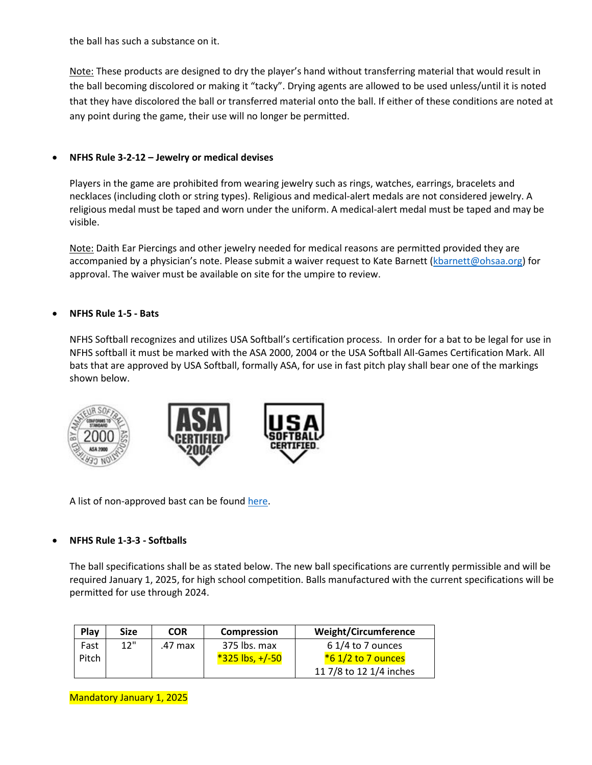the ball has such a substance on it.

Note: These products are designed to dry the player's hand without transferring material that would result in the ball becoming discolored or making it "tacky". Drying agents are allowed to be used unless/until it is noted that they have discolored the ball or transferred material onto the ball. If either of these conditions are noted at any point during the game, their use will no longer be permitted.

- **NFHS Rule 3-2-12 – Jewelry or medical devises**

  Players in the game are prohibited from wearing jewelry such as rings, watches, earrings, bracelets and necklaces (including cloth or string types). Religious and medical-alert medals are not considered jewelry. A religious medal must be taped and worn under the uniform. A medical-alert medal must be taped and may be visible.

  Note: Daith Ear Piercings and other jewelry needed for medical reasons are permitted provided they are accompanied by a physician's note. Please submit a waiver request to Kate Barnett (kbarnett@ohsaa.org) for approval. The waiver must be available on site for the umpire to review.

- **NFHS Rule 1-5 - Bats**

  NFHS Softball recognizes and utilizes USA Softball's certification process. In order for a bat to be legal for use in NFHS softball it must be marked with the ASA 2000, 2004 or the USA Softball All-Games Certification Mark. All bats that are approved by USA Softball, formally ASA, for use in fast pitch play shall bear one of the markings shown below.

  A list of non-approved bast can be found here.

- **NFHS Rule 1-3-3 - Softballs**

  The ball specifications shall be as stated below. The new ball specifications are currently permissible and will be required January 1, 2025, for high school competition. Balls manufactured with the current specifications will be permitted for use through 2024.

| Play | Size | COR | Compression | Weight/Circumference |
|---|---|---|---|---|
| Fast Pitch | 12" | .47 max | 375 lbs. max<br>*325 lbs, +/-50 | 6 1/4 to 7 ounces<br>*6 1/2 to 7 ounces<br>11 7/8 to 12 1/4 inches |

Mandatory January 1, 2025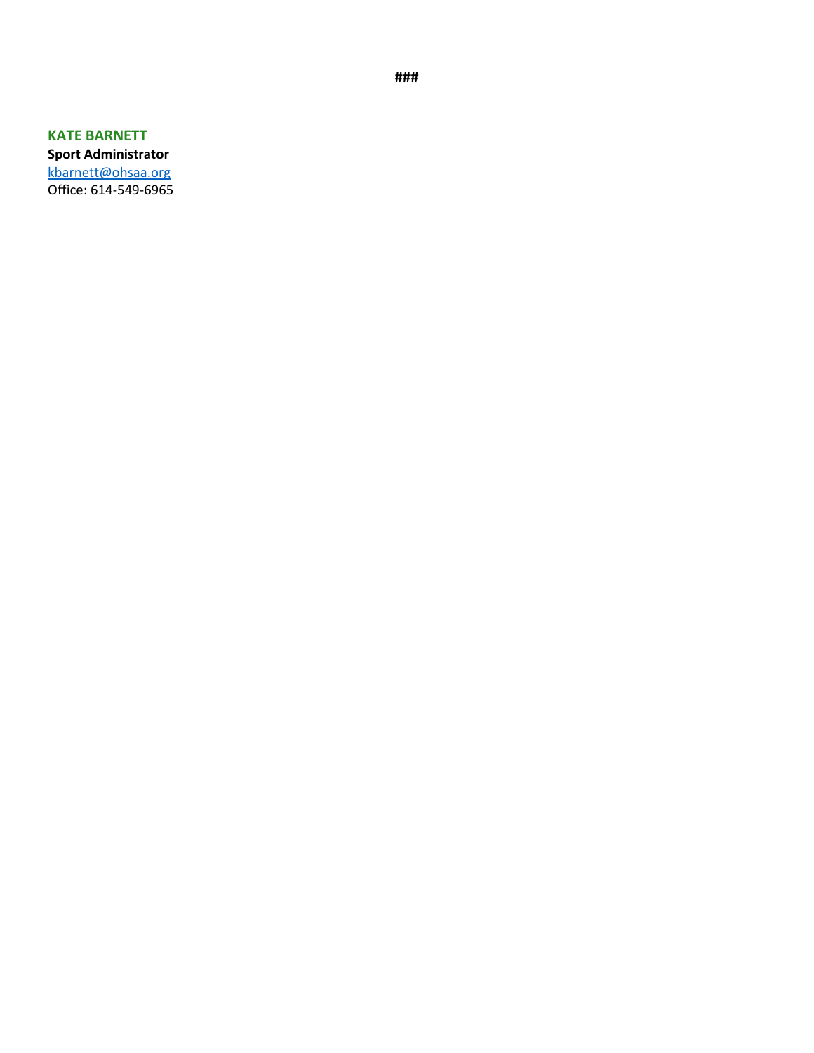**###**

**KATE BARNETT**
**Sport Administrator**
kbarnett@ohsaa.org
Office: 614-549-6965